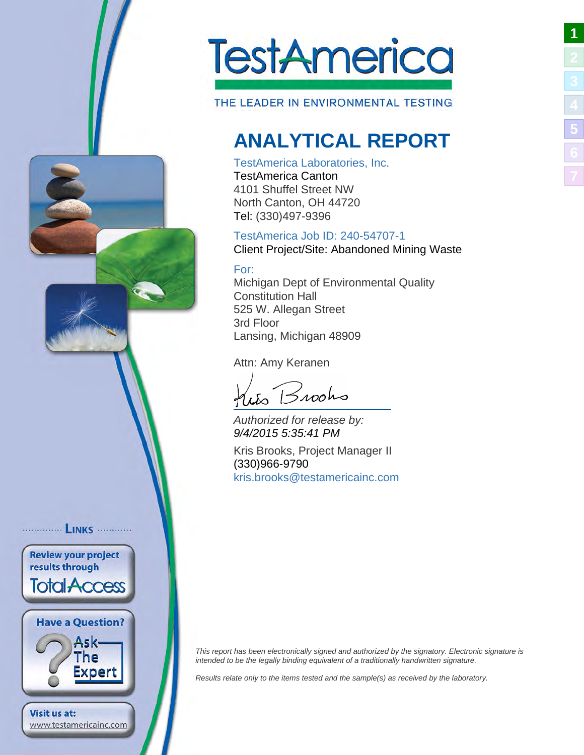# TestAmerica

THE LEADER IN ENVIRONMENTAL TESTING

# ANALYTICAL REPORT

TestAmerica Laboratories, Inc.
TestAmerica Canton
4101 Shuffel Street NW
North Canton, OH 44720
Tel: (330)497-9396

TestAmerica Job ID: 240-54707-1
Client Project/Site: Abandoned Mining Waste

For:
Michigan Dept of Environmental Quality
Constitution Hall
525 W. Allegan Street
3rd Floor
Lansing, Michigan 48909

Attn: Amy Keranen

*Authorized for release by:*
*9/4/2015 5:35:41 PM*

Kris Brooks, Project Manager II
(330)966-9790
kris.brooks@testamericainc.com

LINKS

Review your project results through TotalAccess

Have a Question? Ask The Expert

Visit us at: www.testamericainc.com

*This report has been electronically signed and authorized by the signatory. Electronic signature is intended to be the legally binding equivalent of a traditionally handwritten signature.*

*Results relate only to the items tested and the sample(s) as received by the laboratory.*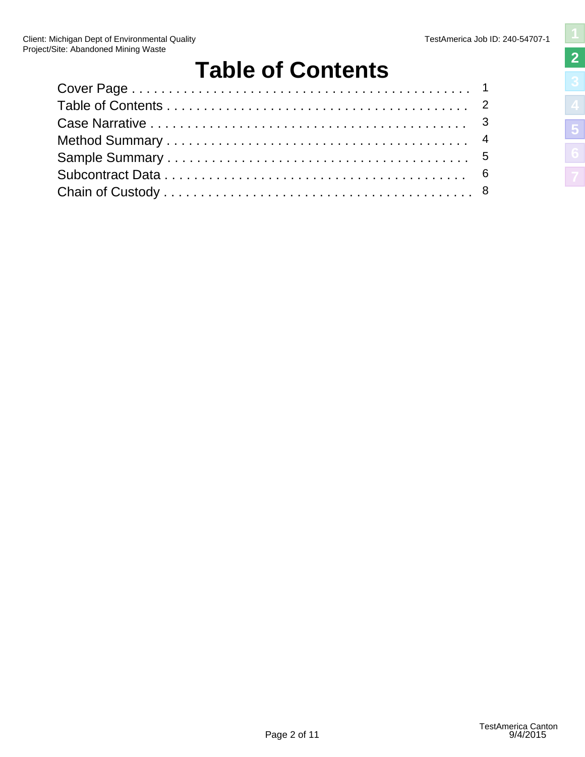# Table of Contents

| Section | Page |
| --- | --- |
| Cover Page | 1 |
| Table of Contents | 2 |
| Case Narrative | 3 |
| Method Summary | 4 |
| Sample Summary | 5 |
| Subcontract Data | 6 |
| Chain of Custody | 8 |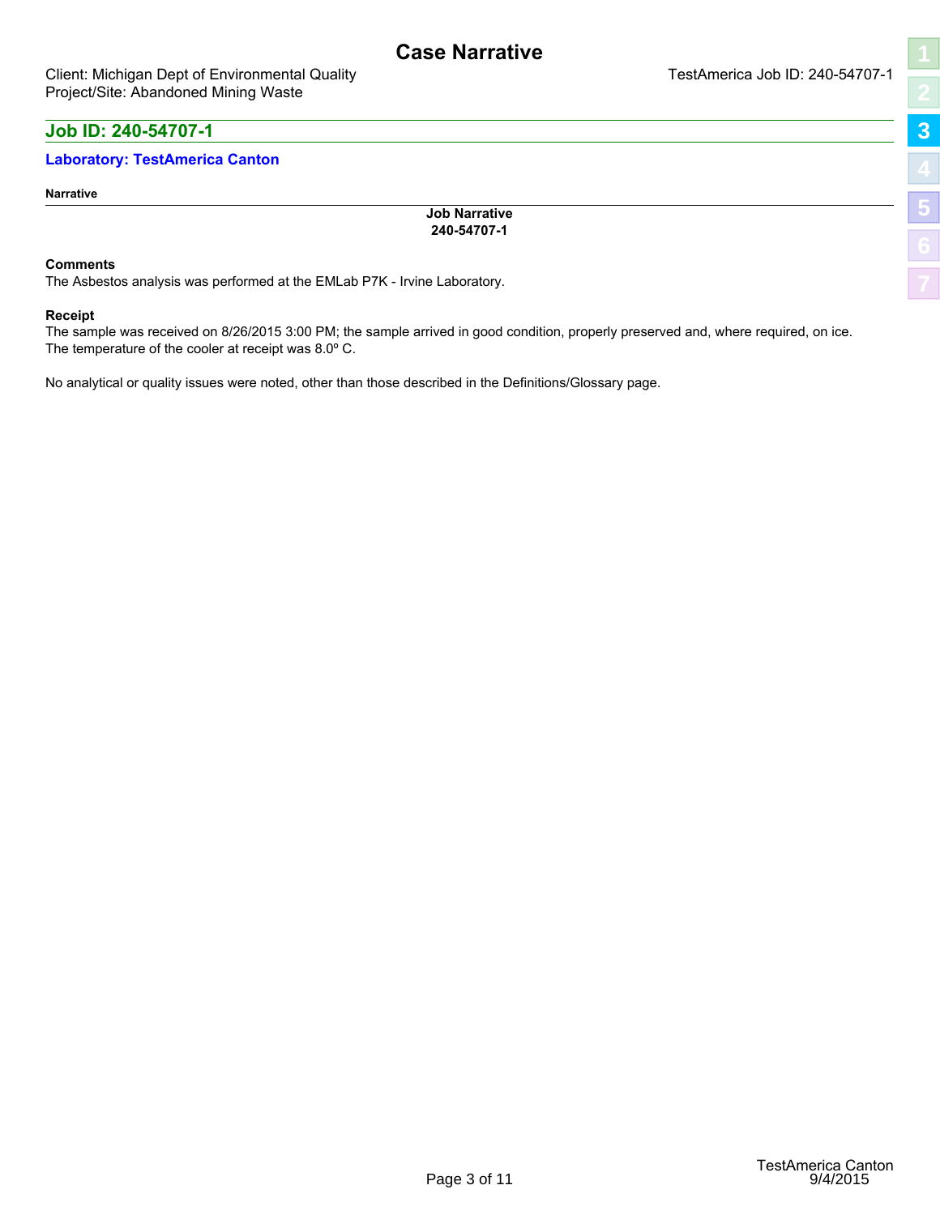# Case Narrative

Client: Michigan Dept of Environmental Quality
Project/Site: Abandoned Mining Waste

TestAmerica Job ID: 240-54707-1

## Job ID: 240-54707-1

### Laboratory: TestAmerica Canton

**Narrative**

**Job Narrative**
**240-54707-1**

**Comments**
The Asbestos analysis was performed at the EMLab P7K - Irvine Laboratory.

**Receipt**
The sample was received on 8/26/2015 3:00 PM; the sample arrived in good condition, properly preserved and, where required, on ice. The temperature of the cooler at receipt was 8.0º C.

No analytical or quality issues were noted, other than those described in the Definitions/Glossary page.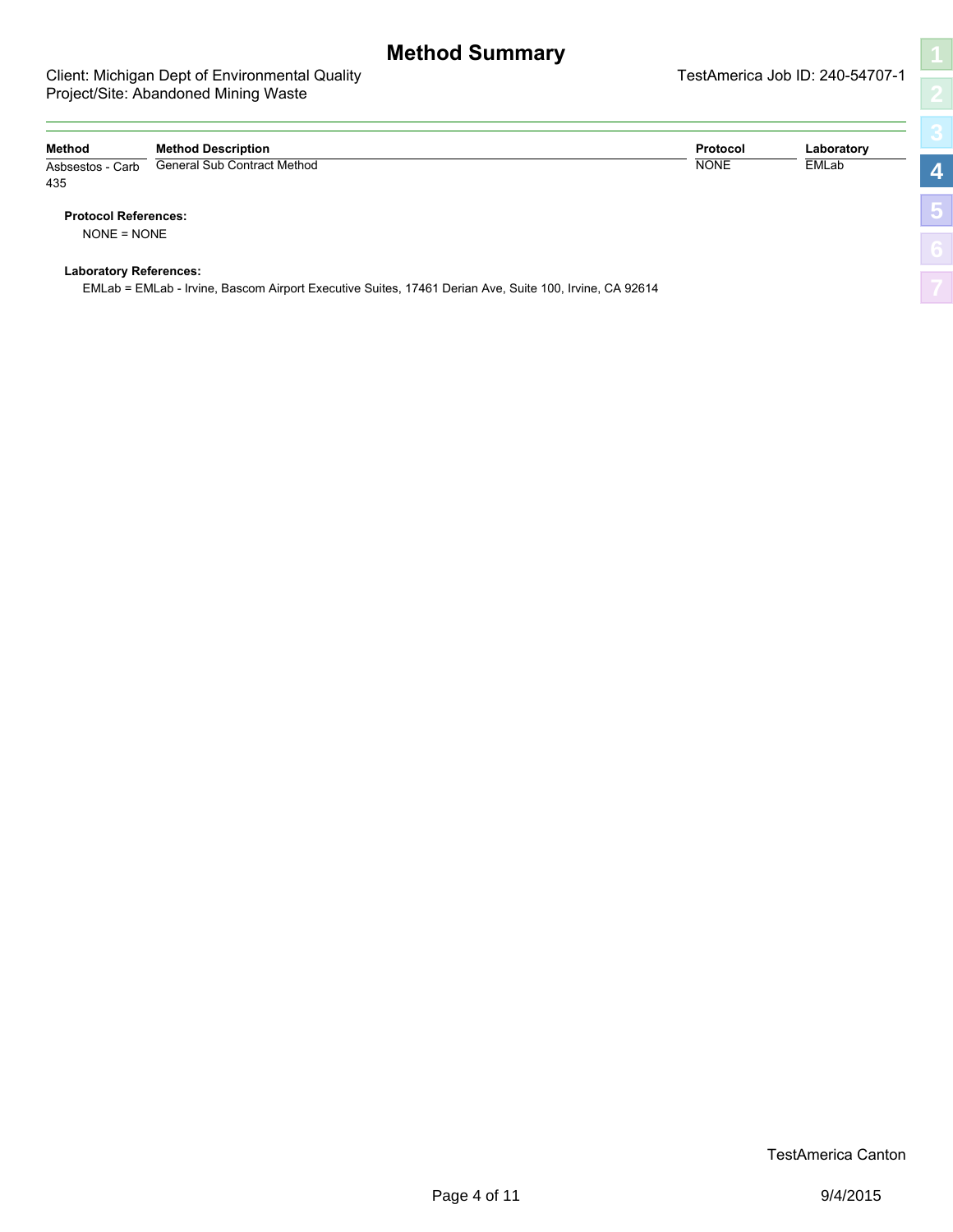# Method Summary

Client: Michigan Dept of Environmental Quality
Project/Site: Abandoned Mining Waste

TestAmerica Job ID: 240-54707-1

| Method | Method Description | Protocol | Laboratory |
|---|---|---|---|
| Asbsestos - Carb 435 | General Sub Contract Method | NONE | EMLab |

**Protocol References:**

NONE = NONE

**Laboratory References:**

EMLab = EMLab - Irvine, Bascom Airport Executive Suites, 17461 Derian Ave, Suite 100, Irvine, CA 92614

TestAmerica Canton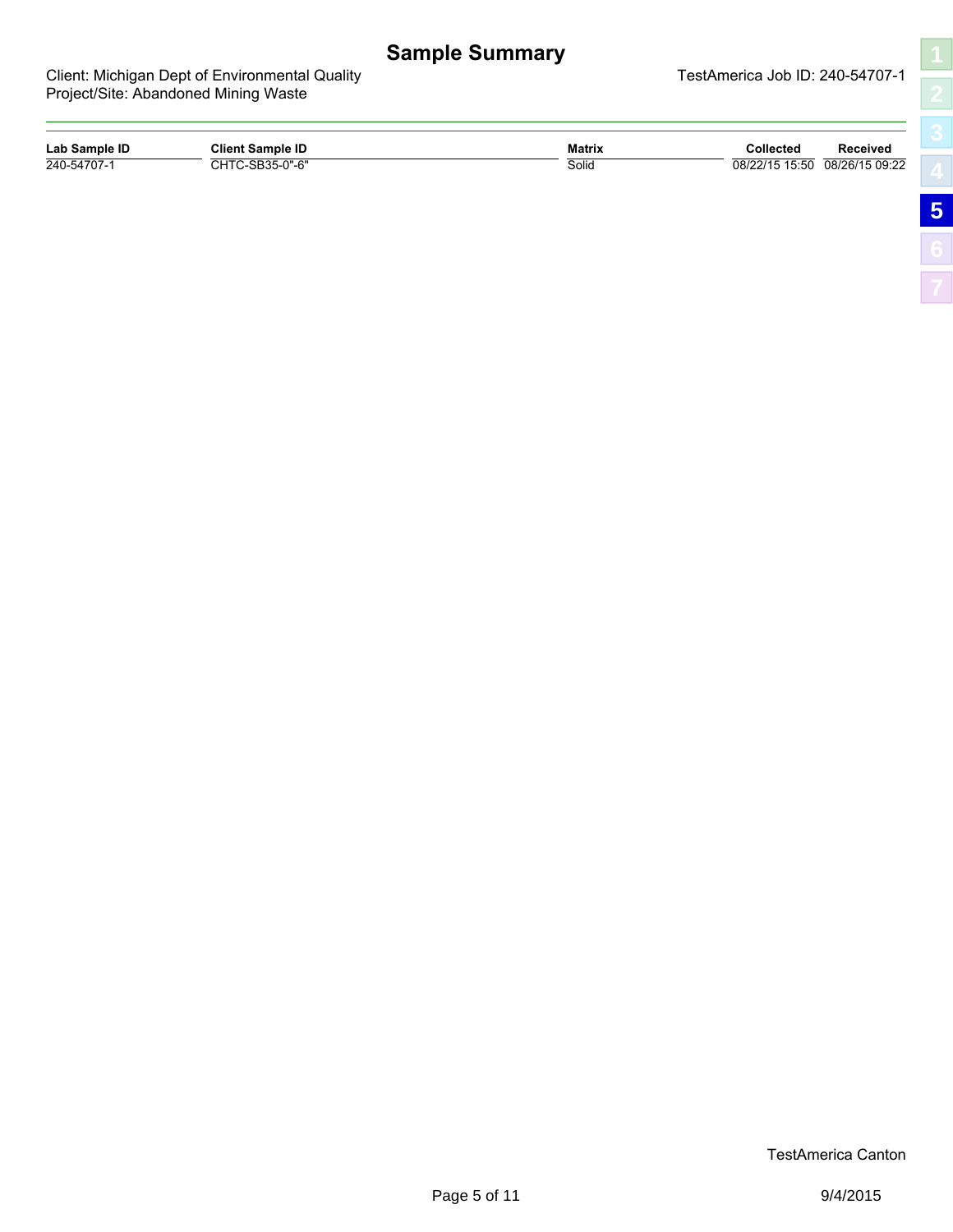# Sample Summary

Client: Michigan Dept of Environmental Quality
Project/Site: Abandoned Mining Waste

TestAmerica Job ID: 240-54707-1

| Lab Sample ID | Client Sample ID | Matrix | Collected | Received |
| --- | --- | --- | --- | --- |
| 240-54707-1 | CHTC-SB35-0"-6" | Solid | 08/22/15 15:50 | 08/26/15 09:22 |

TestAmerica Canton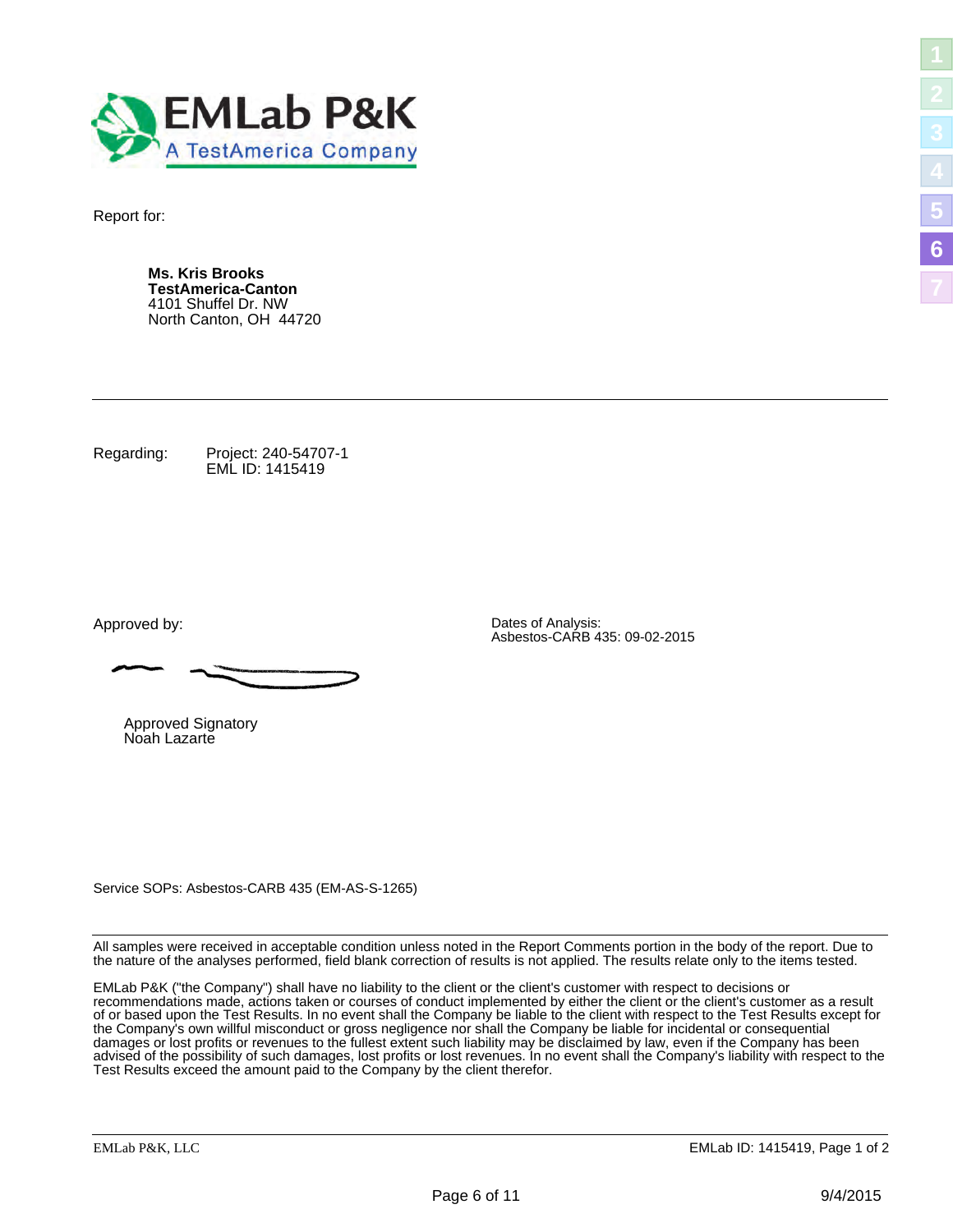EMLab P&K
A TestAmerica Company

Report for:

**Ms. Kris Brooks**
**TestAmerica-Canton**
4101 Shuffel Dr. NW
North Canton, OH 44720

---

Regarding: Project: 240-54707-1
EML ID: 1415419

Approved by:

Approved Signatory
Noah Lazarte

Dates of Analysis:
Asbestos-CARB 435: 09-02-2015

Service SOPs: Asbestos-CARB 435 (EM-AS-S-1265)

---

All samples were received in acceptable condition unless noted in the Report Comments portion in the body of the report. Due to the nature of the analyses performed, field blank correction of results is not applied. The results relate only to the items tested.

EMLab P&K ("the Company") shall have no liability to the client or the client's customer with respect to decisions or recommendations made, actions taken or courses of conduct implemented by either the client or the client's customer as a result of or based upon the Test Results. In no event shall the Company be liable to the client with respect to the Test Results except for the Company's own willful misconduct or gross negligence nor shall the Company be liable for incidental or consequential damages or lost profits or revenues to the fullest extent such liability may be disclaimed by law, even if the Company has been advised of the possibility of such damages, lost profits or lost revenues. In no event shall the Company's liability with respect to the Test Results exceed the amount paid to the Company by the client therefor.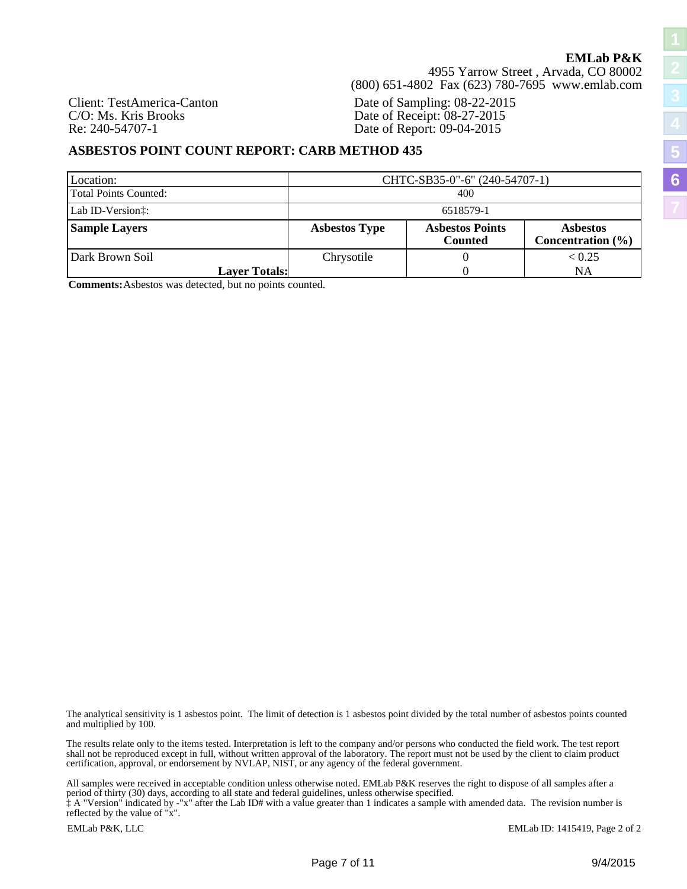**EMLab P&K**
4955 Yarrow Street , Arvada, CO 80002
(800) 651-4802 Fax (623) 780-7695 www.emlab.com

Client: TestAmerica-Canton
C/O: Ms. Kris Brooks
Re: 240-54707-1

Date of Sampling: 08-22-2015
Date of Receipt: 08-27-2015
Date of Report: 09-04-2015

## ASBESTOS POINT COUNT REPORT: CARB METHOD 435

| Location: | CHTC-SB35-0"-6" (240-54707-1) | | |
|---|---|---|---|
| Total Points Counted: | 400 | | |
| Lab ID-Version‡: | 6518579-1 | | |
| **Sample Layers** | **Asbestos Type** | **Asbestos Points Counted** | **Asbestos Concentration (%)** |
| Dark Brown Soil | Chrysotile | 0 | < 0.25 |
| **Layer Totals:** | | 0 | NA |

**Comments:** Asbestos was detected, but no points counted.

The analytical sensitivity is 1 asbestos point. The limit of detection is 1 asbestos point divided by the total number of asbestos points counted and multiplied by 100.

The results relate only to the items tested. Interpretation is left to the company and/or persons who conducted the field work. The test report shall not be reproduced except in full, without written approval of the laboratory. The report must not be used by the client to claim product certification, approval, or endorsement by NVLAP, NIST, or any agency of the federal government.

All samples were received in acceptable condition unless otherwise noted. EMLab P&K reserves the right to dispose of all samples after a period of thirty (30) days, according to all state and federal guidelines, unless otherwise specified.
‡ A "Version" indicated by -"x" after the Lab ID# with a value greater than 1 indicates a sample with amended data. The revision number is reflected by the value of "x".

EMLab P&K, LLC

EMLab ID: 1415419, Page 2 of 2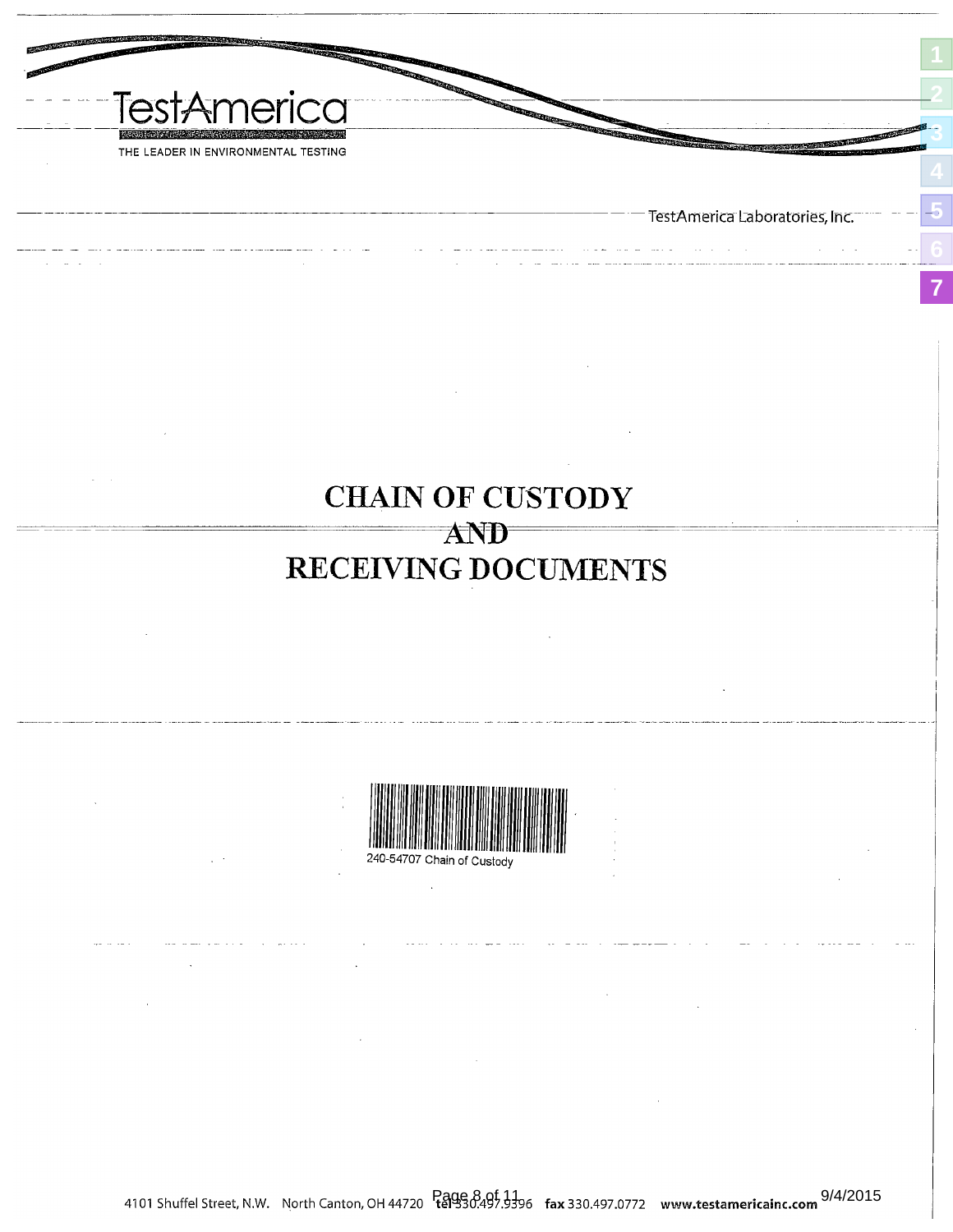TestAmerica

THE LEADER IN ENVIRONMENTAL TESTING

TestAmerica Laboratories, Inc.

# CHAIN OF CUSTODY
# AND
# RECEIVING DOCUMENTS

240-54707 Chain of Custody

4101 Shuffel Street, N.W. North Canton, OH 44720 tel 330.497.9396 fax 330.497.0772 www.testamericainc.com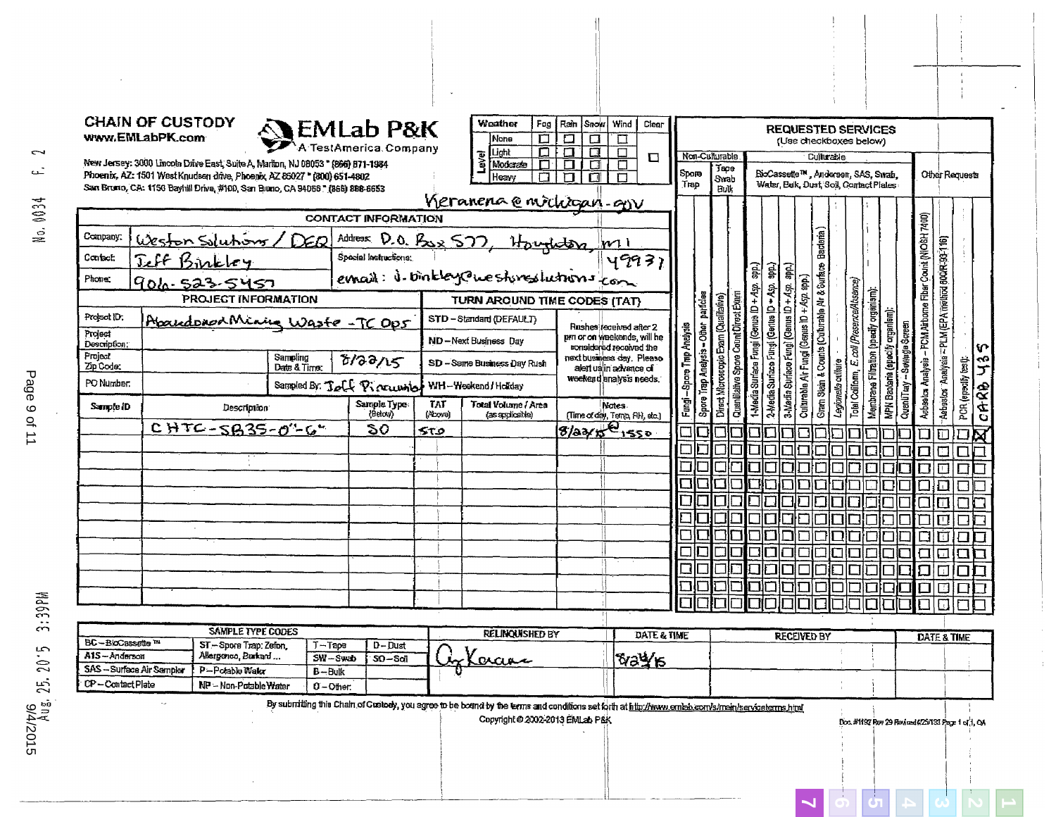# CHAIN OF CUSTODY

www.EMLabPK.com

**EMLab P&K** — A TestAmerica Company

New Jersey: 3000 Lincoln Drive East, Suite A, Marlton, NJ 08053 * (866) 871-1984
Phoenix, AZ: 1501 West Knudsen drive, Phoenix, AZ 85027 * (800) 651-4802
San Bruno, CA: 1150 Bayhill Drive, #100, San Bruno, CA 94066 * (866) 888-6653

| Weather | Fog | Rain | Snow | Wind | Clear |
|---|---|---|---|---|---|
| Level: None | ☐ | ☐ | ☐ | ☐ | ☐ |
| Light | ☐ | ☐ | ☐ | ☐ | |
| Moderate | ☐ | ☐ | ☐ | ☐ | |
| Heavy | ☐ | ☐ | ☐ | ☐ | |

Keranena@michigan.gov

## CONTACT INFORMATION

| | | | |
|---|---|---|---|
| Company: | Weston Solutions / DEQ | Address: | P.O. Box 577, Houghton, MI 49931 |
| Contact: | Jeff Binkley | Special Instructions: | |
| Phone: | 906-523-5457 | | email: j.binkley@westonsolutions.com |

## PROJECT INFORMATION

| | |
|---|---|
| Project ID: | Abandoned Mining Waste - TC Ops |
| Project Description: | |
| Project Zip Code: | Sampling Date & Time: 8/22/15 |
| PO Number: | Sampled By: Jeff Binkley |

## TURN AROUND TIME CODES (TAT)

- STD – Standard (DEFAULT)
- ND – Next Business Day
- SD – Same Business Day Rush
- WH – Weekend / Holiday

Rushes received after 2 pm or on weekends, will be considered received the next business day. Please alert us in advance of weekend analysis needs.

## REQUESTED SERVICES
(Use checkboxes below)

Non-Culturable: Spore Trap; Tape Swab Bulk
Culturable: BioCassette™, Andersen, SAS, Swab, Water, Bulk, Dust, Soil, Contact Plates
Other Requests

| Sample ID | Description | Sample Type (Below) | TAT (Above) | Total Volume / Area (as applicable) | Notes (Time of day, Temp, RH, etc.) | Requested Services |
|---|---|---|---|---|---|---|
| | CHTC-SB35-0"-6" | SO | STD | | 8/22/15 @ 1550 | ☒ CARB 435 |

Service columns: Fungi – Spore Trap Analysis; Spore Trap Analysis – Other particles; Direct Microscopic Exam (Qualitative); Quantitative Spore Count Direct Exam; 1-Media Surface Fungi (Genus ID + Asp. spp.); 2-Media Surface Fungi (Genus ID + Asp. spp.); 3-Media Surface Fungi (Genus ID + Asp. spp.); Culturable Air Fungi (Genus ID + Asp. spp.); Gram Stain & Counts (Culturable Air & Surface Bacteria); Legionella culture; Total Coliform, E. coli (Presence/Absence); Membrane Filtration (specify organism); MPN Bacteria (specify organism); QuantiTray – Sewage Screen; Asbestos Analysis – PCM Airborne Fiber Count (NIOSH 7400); Asbestos Analysis – PLM (EPA method 600/R-93/116); PCR (specify test); CARB 435

| SAMPLE TYPE CODES | | | |
|---|---|---|---|
| BC – BioCassette™ | ST – Spore Trap: Zefon, Allergenco, Burkard ... | T – Tape | D – Dust |
| A1S – Andersen | | SW – Swab | SO – Soil |
| SAS – Surface Air Sampler | P – Potable Water | B – Bulk | |
| CP – Contact Plate | NP – Non-Potable Water | O – Other: | |

| RELINQUISHED BY | DATE & TIME | RECEIVED BY | DATE & TIME |
|---|---|---|---|
| AyKoracu | 8/24/15 | | |

By submitting this Chain of Custody, you agree to be bound by the terms and conditions set forth at http://www.emlab.com/s/main/serviceterms.html

Copyright © 2002-2013 EMLab P&K

Doc. #1192 Rev 29 Revised 4/25/13 Page 1 of 1, OA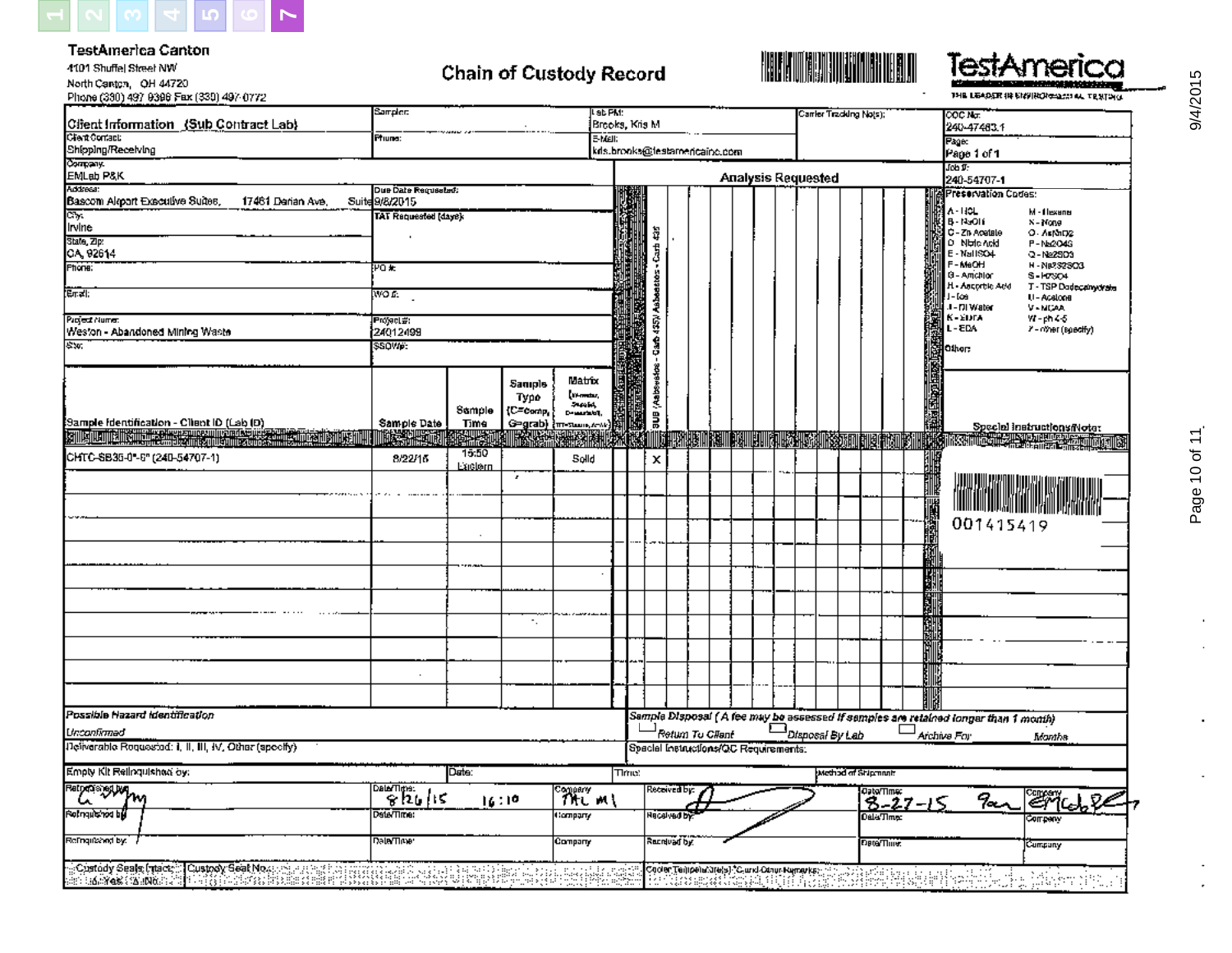**TestAmerica Canton**
4101 Shuffel Street NW
North Canton, OH 44720
Phone (330) 497 9396 Fax (330) 497-0772

# Chain of Custody Record

TestAmerica
THE LEADER IN ENVIRONMENTAL TESTING

| Client Information (Sub Contract Lab) | Sampler: | Lab PM: Brooks, Kris M | Carrier Tracking No(s): | COC No: 240-47483.1 |
|---|---|---|---|---|
| Client Contact: Shipping/Receiving | Phone: | E-Mail: kris.brooks@testamericainc.com | | Page: Page 1 of 1 |
| Company: EMLab P&K | | | | Job #: 240-54707-1 |
| Address: Bascom Airport Executive Suites, 17461 Derian Ave, Suite | Due Date Requested: 9/8/2015 | | | |
| City: Irvine | TAT Requested (days): | | | |
| State, Zip: CA, 92614 | | | | |
| Phone: | PO #: | | | |
| Email: | WO #: | | | |
| Project Name: Weston - Abandoned Mining Waste | Project #: 24012499 | | | |
| Site: | SSOW#: | | | |

**Analysis Requested:** SUB (Asbestos - Carb 435)/ Asbestos - Carb 435

**Preservation Codes:**
A - HCL; B - NaOH; C - Zn Acetate; D - Nitric Acid; E - NaHSO4; F - MeOH; G - Amchlor; H - Ascorbic Acid; I - Ice; J - DI Water; K - EDTA; L - EDA
M - Hexane; N - None; O - AsNaO2; P - Na2O4S; Q - Na2SO3; R - Na2S2O3; S - H2SO4; T - TSP Dodecahydrate; U - Acetone; V - MCAA; W - pH 4-5; Z - other (specify)
Other:

| Sample Identification - Client ID (Lab ID) | Sample Date | Sample Time | Sample Type (C=comp, G=grab) | Matrix (W=water, S=solid, O=waste/oil, BT=Tissue, A=Air) | SUB (Asbestos - Carb 435)/ Asbestos - Carb 435 | Special Instructions/Note: |
|---|---|---|---|---|---|---|
| CHTC-SB35-0"-6" (240-54707-1) | 8/22/15 | 15:50 Eastern | | Solid | X | |

001415419

**Possible Hazard Identification:** Unconfirmed

**Sample Disposal** ( A fee may be assessed if samples are retained longer than 1 month)
☐ Return To Client ☐ Disposal By Lab ☐ Archive For ___ Months

Deliverable Requested: I, II, III, IV, Other (specify)

Special Instructions/QC Requirements:

| Empty Kit Relinquished by: | Date: | Time: | Method of Shipment: | | |
|---|---|---|---|---|---|
| Relinquished by: [signature] | Date/Time: 8/26/15 16:10 | Company: TAL MI | Received by: [signature] | Date/Time: 8-27-15 9am | Company: EMLab P&K |
| Relinquished by: | Date/Time: | Company: | Received by: | Date/Time: | Company: |
| Relinquished by: | Date/Time: | Company: | Received by: | Date/Time: | Company: |
| Custody Seals Intact: Δ Yes Δ No | Custody Seal No.: | | Cooler Temperature(s) °C and Other Remarks: | | |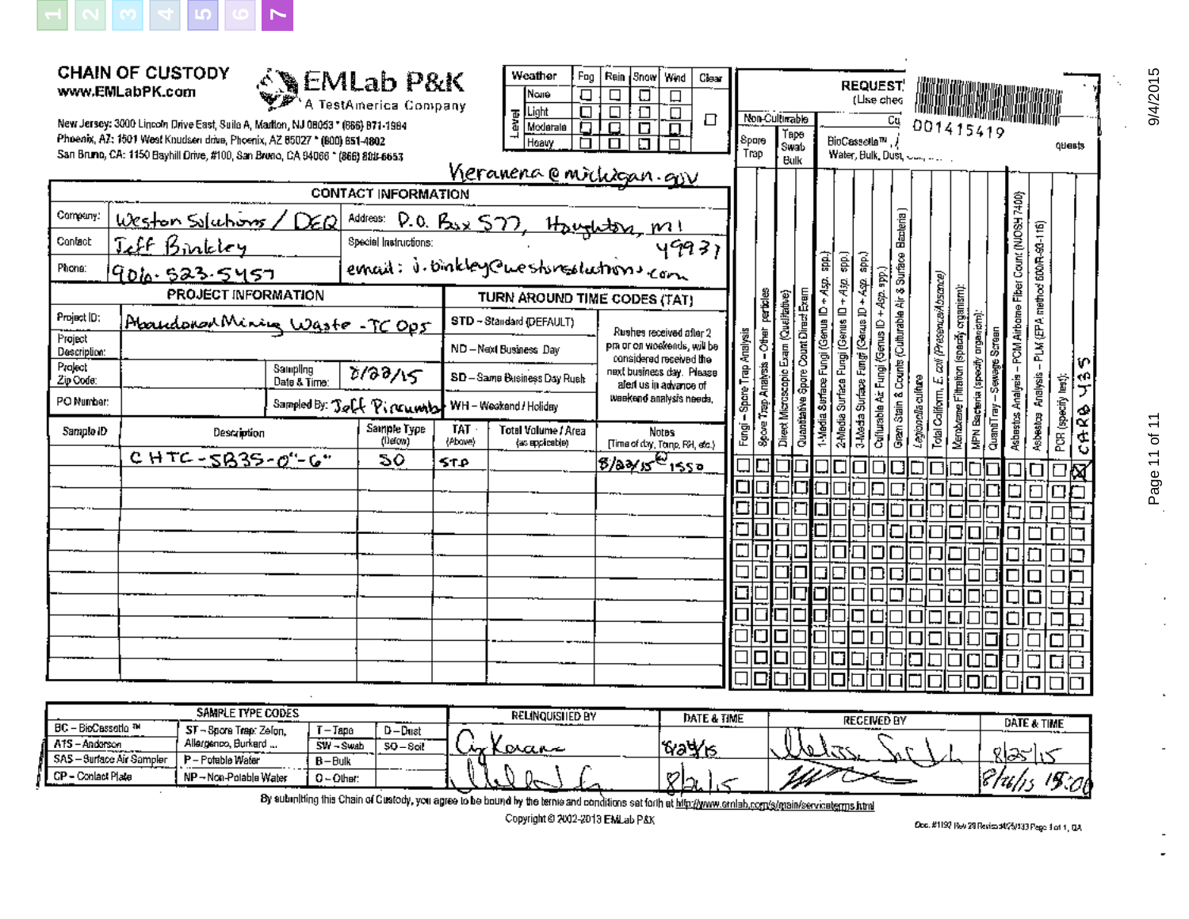# CHAIN OF CUSTODY

www.EMLabPK.com

**EMLab P&K** A TestAmerica Company

New Jersey: 3000 Lincoln Drive East, Suite A, Marlton, NJ 08053 * (866) 871-1984
Phoenix, AZ: 1501 West Knudsen drive, Phoenix, AZ 85027 * (800) 651-4802
San Bruno, CA: 1150 Bayhill Drive, #100, San Bruno, CA 94066 * (866) 888-6653

| Weather | Fog | Rain | Snow | Wind | Clear |
|---|---|---|---|---|---|
| None | ☐ | ☐ | ☐ | ☐ | ☐ |
| Light | ☐ | ☐ | ☐ | ☐ | |
| Moderate | ☐ | ☐ | ☐ | ☐ | |
| Heavy | ☐ | ☐ | ☐ | ☐ | |

REQUEST (Use check ... quests

001415419

Kieranena@michigan.gov

## CONTACT INFORMATION

| | | | |
|---|---|---|---|
| Company: | Weston Solutions / DEQ | Address: | P.O. Box 577, Houghton, MI 49931 |
| Contact: | Jeff Binkley | Special Instructions: | |
| Phone: | 906-523-5457 | | email: j.binkley@westonsolutions.com |

## PROJECT INFORMATION

| | | | |
|---|---|---|---|
| Project ID: | Abandoned Mining Waste - TC Ops | | |
| Project Description: | | | |
| Project Zip Code: | | Sampling Date & Time: | 8/22/15 |
| PO Number: | | Sampled By: | Jeff Pincumb |

## TURN AROUND TIME CODES (TAT)

- STD – Standard (DEFAULT)
- ND – Next Business Day
- SD – Same Business Day Rush
- WH – Weekend / Holiday

Rushes received after 2 pm or on weekends, will be considered received the next business day. Please alert us in advance of weekend analysis needs.

| Sample ID | Description | Sample Type (Below) | TAT (Above) | Total Volume / Area (as applicable) | Notes (Time of day, Temp, RH, etc.) | Requested analysis |
|---|---|---|---|---|---|---|
| | CHTC-SB35-0"-6" | SO | STD | | 8/22/15 @ 1550 | ☒ CARB 435 |

Analysis columns: Non-Culturable: Spore Trap; Tape Swab Bulk; Culturable; BioCassette™, Water, Bulk, Dust, ...

Fungi – Spore Trap Analysis; Spore Trap Analysis – Other particles; Direct Microscopic Exam (Qualitative); Quantitative Spore Count Direct Exam; 1-Media Surface Fungi (Genus ID + Asp. spp.); 2-Media Surface Fungi (Genus ID + Asp. spp.); 3-Media Surface Fungi (Genus ID + Asp. spp.); Culturable Air Fungi (Genus ID + Asp. spp.); Gram Stain & Counts (Culturable Air & Surface Bacteria); Legionella culture; Total Coliform, E. coli (Presence/Absence); Membrane Filtration (specify organism); MPN Bacteria (specify organism); QuantiTray – Sewage Screen; Asbestos Analysis – PCM Airborne Fiber Count (NIOSH 7400); Asbestos Analysis – PLM (EPA method 600/R-93-116); PCR (specify test); CARB 435

## SAMPLE TYPE CODES

| | | | |
|---|---|---|---|
| BC – BioCassette ™ | ST – Spore Trap: Zefon, Allergenco, Burkard ... | T – Tape | D – Dust |
| A1S – Andersen | | SW – Swab | SO – Soil |
| SAS – Surface Air Sampler | P – Potable Water | B – Bulk | |
| CP – Contact Plate | NP – Non-Potable Water | O – Other: | |

| RELINQUISHED BY | DATE & TIME | RECEIVED BY | DATE & TIME |
|---|---|---|---|
| (signature) Kerans | 8/24/15 | (signature) | 8/25/15 |
| (signature) | 8/26/15 | (signature) | 8/26/15 15:00 |

By submitting this Chain of Custody, you agree to be bound by the terms and conditions set forth at http://www.emlab.com/s/main/serviceterms.html

Copyright © 2002-2013 EMLab P&K

Doc. #1192 Rev 29 Revised 4/25/133 Page 1 of 1, QA